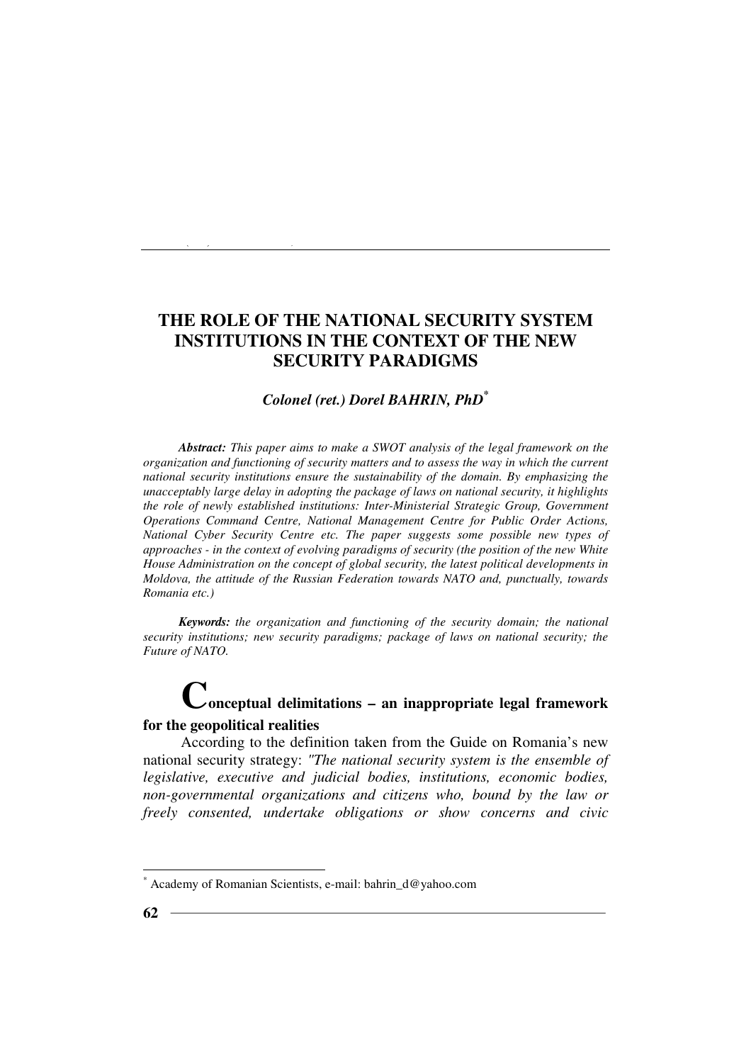# THE ROLE OF THE NATIONAL SECURITY SYSTEM INSTITUTIONS IN THE CONTEXT OF THE NEW SECURITY PARADIGMS

***Colonel (ret.) Dorel BAHRIN, PhD*** [*]

***Abstract:*** *This paper aims to make a SWOT analysis of the legal framework on the organization and functioning of security matters and to assess the way in which the current national security institutions ensure the sustainability of the domain. By emphasizing the unacceptably large delay in adopting the package of laws on national security, it highlights the role of newly established institutions: Inter-Ministerial Strategic Group, Government Operations Command Centre, National Management Centre for Public Order Actions, National Cyber Security Centre etc. The paper suggests some possible new types of approaches - in the context of evolving paradigms of security (the position of the new White House Administration on the concept of global security, the latest political developments in Moldova, the attitude of the Russian Federation towards NATO and, punctually, towards Romania etc.)*

***Keywords:*** *the organization and functioning of the security domain; the national security institutions; new security paradigms; package of laws on national security; the Future of NATO.*

## Conceptual delimitations – an inappropriate legal framework for the geopolitical realities

According to the definition taken from the Guide on Romania's new national security strategy: *"The national security system is the ensemble of legislative, executive and judicial bodies, institutions, economic bodies, non-governmental organizations and citizens who, bound by the law or freely consented, undertake obligations or show concerns and civic*

---

[*] Academy of Romanian Scientists, e-mail: bahrin_d@yahoo.com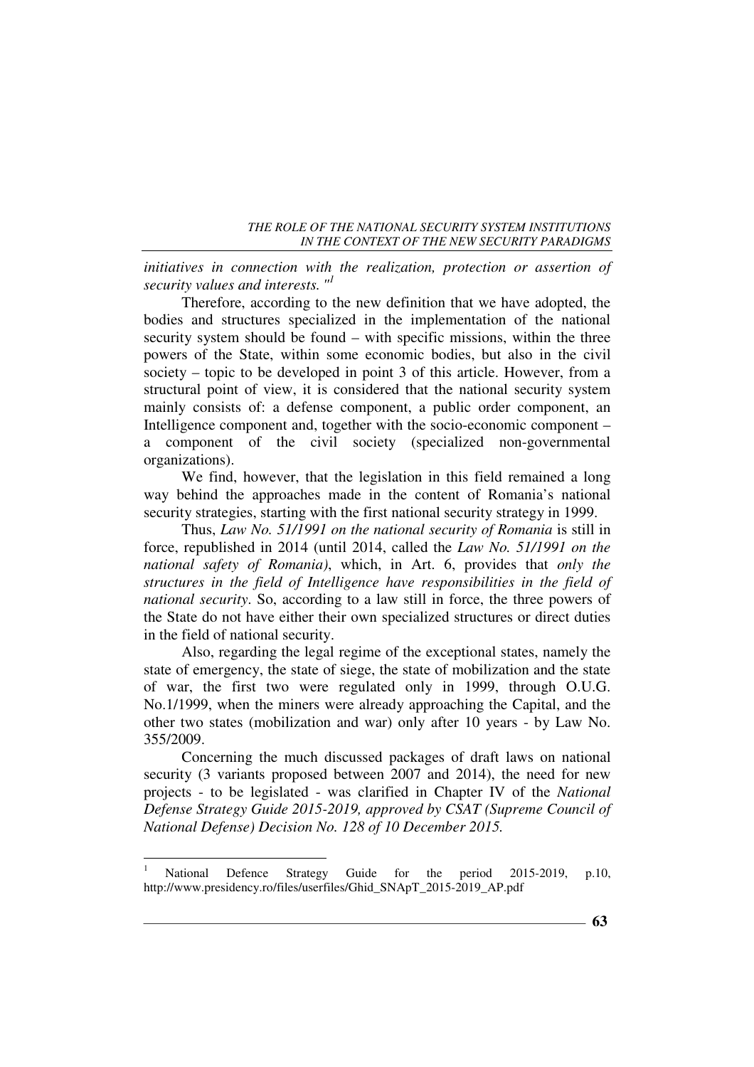*initiatives in connection with the realization, protection or assertion of security values and interests."*[1]

Therefore, according to the new definition that we have adopted, the bodies and structures specialized in the implementation of the national security system should be found – with specific missions, within the three powers of the State, within some economic bodies, but also in the civil society – topic to be developed in point 3 of this article. However, from a structural point of view, it is considered that the national security system mainly consists of: a defense component, a public order component, an Intelligence component and, together with the socio-economic component – a component of the civil society (specialized non-governmental organizations).

We find, however, that the legislation in this field remained a long way behind the approaches made in the content of Romania's national security strategies, starting with the first national security strategy in 1999.

Thus, *Law No. 51/1991 on the national security of Romania* is still in force, republished in 2014 (until 2014, called the *Law No. 51/1991 on the national safety of Romania)*, which, in Art. 6, provides that *only the structures in the field of Intelligence have responsibilities in the field of national security*. So, according to a law still in force, the three powers of the State do not have either their own specialized structures or direct duties in the field of national security.

Also, regarding the legal regime of the exceptional states, namely the state of emergency, the state of siege, the state of mobilization and the state of war, the first two were regulated only in 1999, through O.U.G. No.1/1999, when the miners were already approaching the Capital, and the other two states (mobilization and war) only after 10 years - by Law No. 355/2009.

Concerning the much discussed packages of draft laws on national security (3 variants proposed between 2007 and 2014), the need for new projects - to be legislated - was clarified in Chapter IV of the *National Defense Strategy Guide 2015-2019, approved by CSAT (Supreme Council of National Defense) Decision No. 128 of 10 December 2015.*

---

[1] National Defence Strategy Guide for the period 2015-2019, p.10, http://www.presidency.ro/files/userfiles/Ghid_SNApT_2015-2019_AP.pdf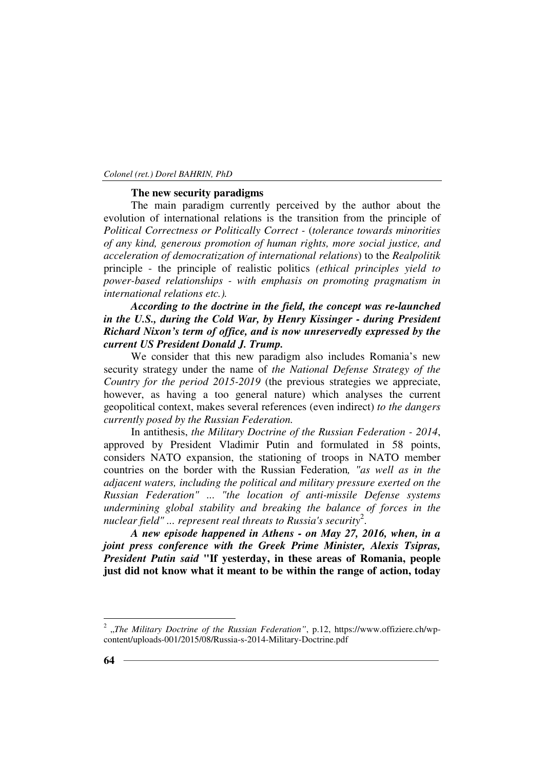**The new security paradigms**

The main paradigm currently perceived by the author about the evolution of international relations is the transition from the principle of *Political Correctness or Politically Correct* - (*tolerance towards minorities of any kind, generous promotion of human rights, more social justice, and acceleration of democratization of international relations*) to the *Realpolitik* principle - the principle of realistic politics *(ethical principles yield to power-based relationships - with emphasis on promoting pragmatism in international relations etc.).*

***According to the doctrine in the field, the concept was re-launched in the U.S., during the Cold War, by Henry Kissinger - during President Richard Nixon's term of office, and is now unreservedly expressed by the current US President Donald J. Trump.***

We consider that this new paradigm also includes Romania's new security strategy under the name of *the National Defense Strategy of the Country for the period 2015-2019* (the previous strategies we appreciate, however, as having a too general nature) which analyses the current geopolitical context, makes several references (even indirect) *to the dangers currently posed by the Russian Federation.*

In antithesis, *the Military Doctrine of the Russian Federation - 2014*, approved by President Vladimir Putin and formulated in 58 points, considers NATO expansion, the stationing of troops in NATO member countries on the border with the Russian Federation*, "as well as in the adjacent waters, including the political and military pressure exerted on the Russian Federation" ... "the location of anti-missile Defense systems undermining global stability and breaking the balance of forces in the nuclear field" ... represent real threats to Russia's security*[2].

***A new episode happened in Athens - on May 27, 2016, when, in a joint press conference with the Greek Prime Minister, Alexis Tsipras, President Putin said*** **"If yesterday, in these areas of Romania, people just did not know what it meant to be within the range of action, today**

---

[2] „*The Military Doctrine of the Russian Federation"*, p.12, https://www.offiziere.ch/wp-content/uploads-001/2015/08/Russia-s-2014-Military-Doctrine.pdf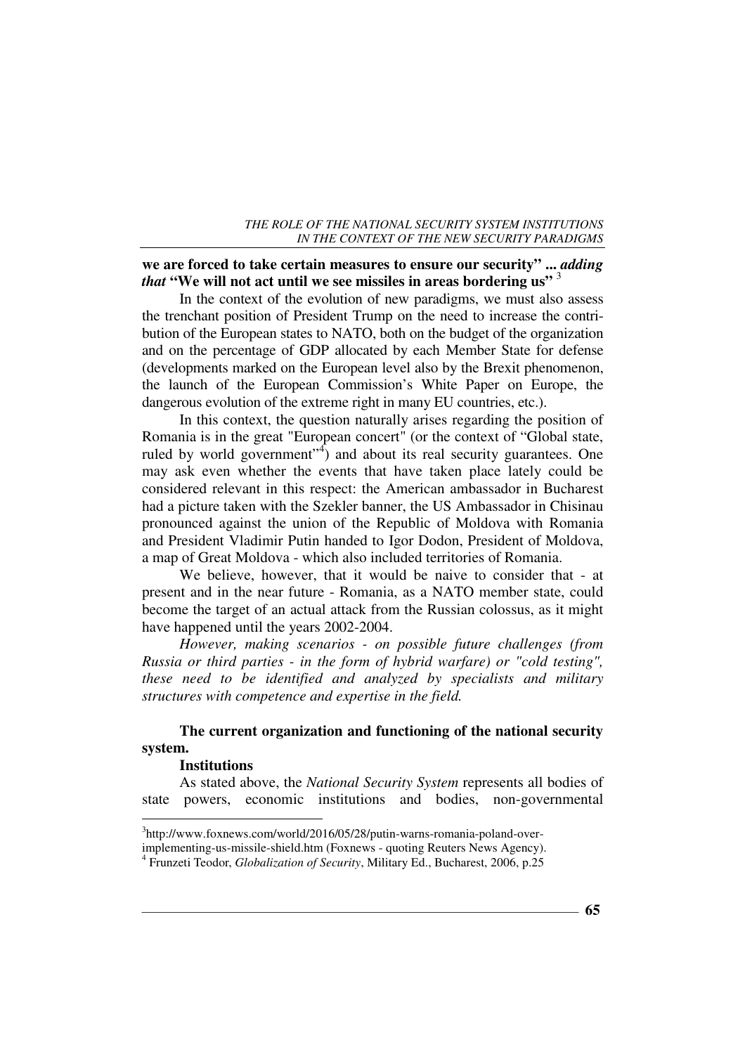**we are forced to take certain measures to ensure our security" ...** ***adding that*** **"We will not act until we see missiles in areas bordering us"** [3]

In the context of the evolution of new paradigms, we must also assess the trenchant position of President Trump on the need to increase the contribution of the European states to NATO, both on the budget of the organization and on the percentage of GDP allocated by each Member State for defense (developments marked on the European level also by the Brexit phenomenon, the launch of the European Commission's White Paper on Europe, the dangerous evolution of the extreme right in many EU countries, etc.).

In this context, the question naturally arises regarding the position of Romania is in the great "European concert" (or the context of "Global state, ruled by world government"[4]) and about its real security guarantees. One may ask even whether the events that have taken place lately could be considered relevant in this respect: the American ambassador in Bucharest had a picture taken with the Szekler banner, the US Ambassador in Chisinau pronounced against the union of the Republic of Moldova with Romania and President Vladimir Putin handed to Igor Dodon, President of Moldova, a map of Great Moldova - which also included territories of Romania.

We believe, however, that it would be naive to consider that - at present and in the near future - Romania, as a NATO member state, could become the target of an actual attack from the Russian colossus, as it might have happened until the years 2002-2004.

*However, making scenarios - on possible future challenges (from Russia or third parties - in the form of hybrid warfare) or "cold testing", these need to be identified and analyzed by specialists and military structures with competence and expertise in the field.*

**The current organization and functioning of the national security system.**

**Institutions**

As stated above, the *National Security System* represents all bodies of state powers, economic institutions and bodies, non-governmental

---

[3] http://www.foxnews.com/world/2016/05/28/putin-warns-romania-poland-over-implementing-us-missile-shield.htm (Foxnews - quoting Reuters News Agency).

[4] Frunzeti Teodor, *Globalization of Security*, Military Ed., Bucharest, 2006, p.25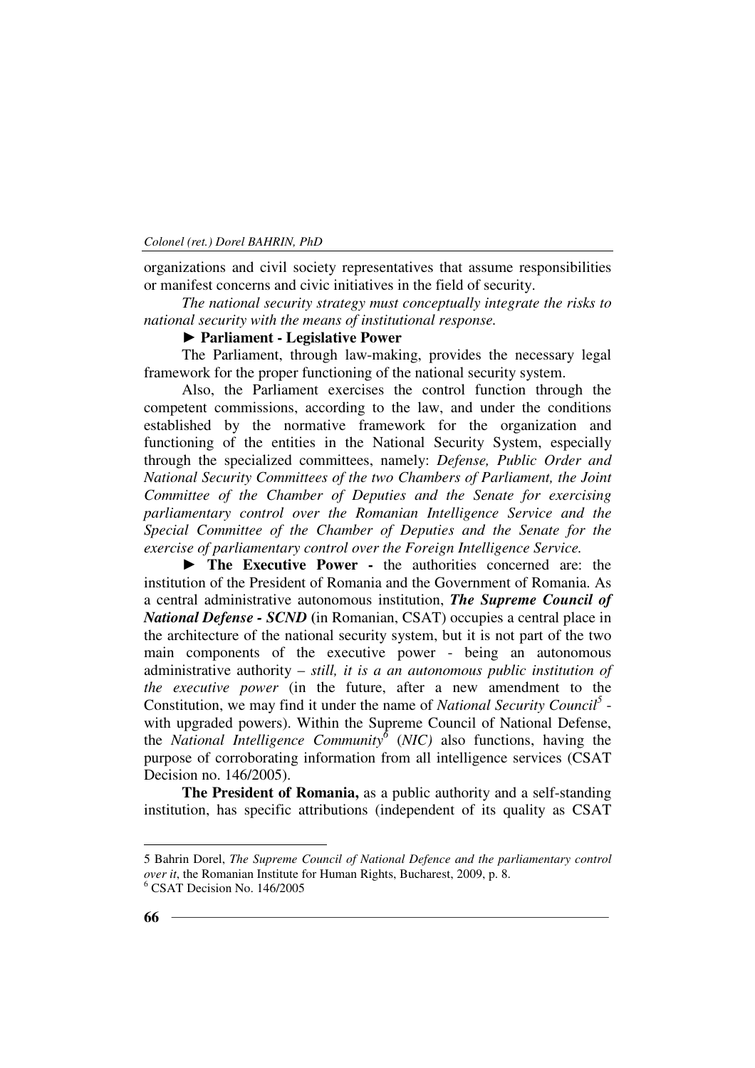organizations and civil society representatives that assume responsibilities or manifest concerns and civic initiatives in the field of security.

*The national security strategy must conceptually integrate the risks to national security with the means of institutional response.*

**► Parliament - Legislative Power**

The Parliament, through law-making, provides the necessary legal framework for the proper functioning of the national security system.

Also, the Parliament exercises the control function through the competent commissions, according to the law, and under the conditions established by the normative framework for the organization and functioning of the entities in the National Security System, especially through the specialized committees, namely: *Defense, Public Order and National Security Committees of the two Chambers of Parliament, the Joint Committee of the Chamber of Deputies and the Senate for exercising parliamentary control over the Romanian Intelligence Service and the Special Committee of the Chamber of Deputies and the Senate for the exercise of parliamentary control over the Foreign Intelligence Service.*

**► The Executive Power -** the authorities concerned are: the institution of the President of Romania and the Government of Romania. As a central administrative autonomous institution, ***The Supreme Council of National Defense - SCND*** (in Romanian, CSAT) occupies a central place in the architecture of the national security system, but it is not part of the two main components of the executive power - being an autonomous administrative authority – *still, it is a an autonomous public institution of the executive power* (in the future, after a new amendment to the Constitution, we may find it under the name of *National Security Council*[5] - with upgraded powers). Within the Supreme Council of National Defense, the *National Intelligence Community*[6] (*NIC)* also functions, having the purpose of corroborating information from all intelligence services (CSAT Decision no. 146/2005).

**The President of Romania,** as a public authority and a self-standing institution, has specific attributions (independent of its quality as CSAT

---

5 Bahrin Dorel, *The Supreme Council of National Defence and the parliamentary control over it*, the Romanian Institute for Human Rights, Bucharest, 2009, p. 8.

6 CSAT Decision No. 146/2005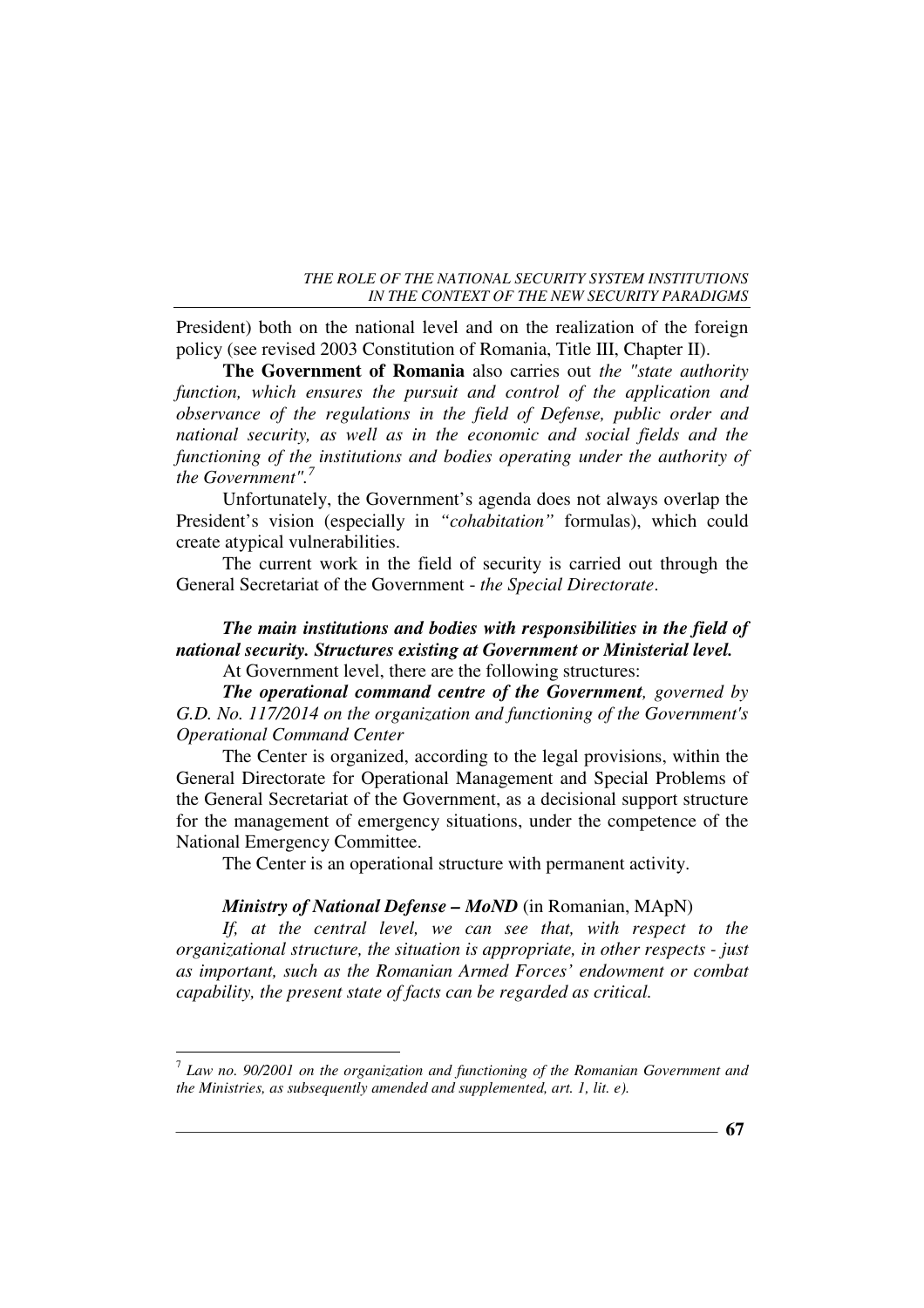President) both on the national level and on the realization of the foreign policy (see revised 2003 Constitution of Romania, Title III, Chapter II).

**The Government of Romania** also carries out *the "state authority function, which ensures the pursuit and control of the application and observance of the regulations in the field of Defense, public order and national security, as well as in the economic and social fields and the functioning of the institutions and bodies operating under the authority of the Government".*[7]

Unfortunately, the Government's agenda does not always overlap the President's vision (especially in *"cohabitation"* formulas), which could create atypical vulnerabilities.

The current work in the field of security is carried out through the General Secretariat of the Government - *the Special Directorate*.

***The main institutions and bodies with responsibilities in the field of national security. Structures existing at Government or Ministerial level.***

At Government level, there are the following structures:

***The operational command centre of the Government****, governed by G.D. No. 117/2014 on the organization and functioning of the Government's Operational Command Center*

The Center is organized, according to the legal provisions, within the General Directorate for Operational Management and Special Problems of the General Secretariat of the Government, as a decisional support structure for the management of emergency situations, under the competence of the National Emergency Committee.

The Center is an operational structure with permanent activity.

***Ministry of National Defense – MoND*** (in Romanian, MApN)

*If, at the central level, we can see that, with respect to the organizational structure, the situation is appropriate, in other respects - just as important, such as the Romanian Armed Forces' endowment or combat capability, the present state of facts can be regarded as critical.*

---

[7] *Law no. 90/2001 on the organization and functioning of the Romanian Government and the Ministries, as subsequently amended and supplemented, art. 1, lit. e).*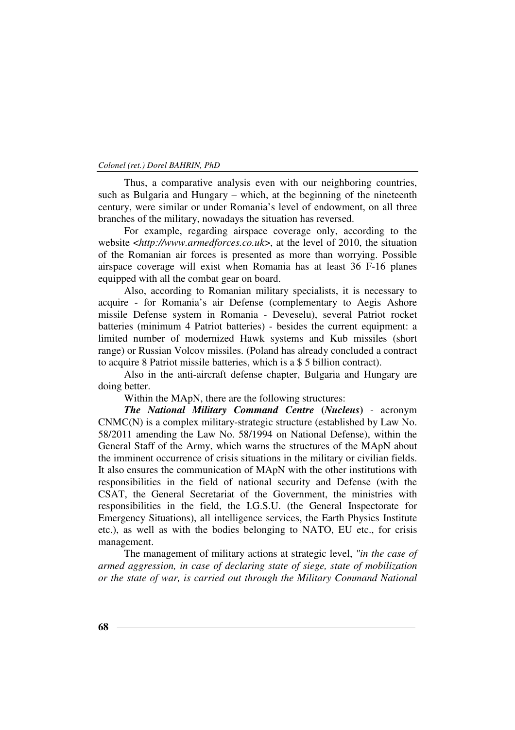Thus, a comparative analysis even with our neighboring countries, such as Bulgaria and Hungary – which, at the beginning of the nineteenth century, were similar or under Romania's level of endowment, on all three branches of the military, nowadays the situation has reversed.

For example, regarding airspace coverage only, according to the website <*http://www.armedforces.co.uk*>, at the level of 2010, the situation of the Romanian air forces is presented as more than worrying. Possible airspace coverage will exist when Romania has at least 36 F-16 planes equipped with all the combat gear on board.

Also, according to Romanian military specialists, it is necessary to acquire - for Romania's air Defense (complementary to Aegis Ashore missile Defense system in Romania - Deveselu), several Patriot rocket batteries (minimum 4 Patriot batteries) - besides the current equipment: a limited number of modernized Hawk systems and Kub missiles (short range) or Russian Volcov missiles. (Poland has already concluded a contract to acquire 8 Patriot missile batteries, which is a $ 5 billion contract).

Also in the anti-aircraft defense chapter, Bulgaria and Hungary are doing better.

Within the MApN, there are the following structures:

***The National Military Command Centre* (*Nucleus*)** - acronym CNMC(N) is a complex military-strategic structure (established by Law No. 58/2011 amending the Law No. 58/1994 on National Defense), within the General Staff of the Army, which warns the structures of the MApN about the imminent occurrence of crisis situations in the military or civilian fields. It also ensures the communication of MApN with the other institutions with responsibilities in the field of national security and Defense (with the CSAT, the General Secretariat of the Government, the ministries with responsibilities in the field, the I.G.S.U. (the General Inspectorate for Emergency Situations), all intelligence services, the Earth Physics Institute etc.), as well as with the bodies belonging to NATO, EU etc., for crisis management.

The management of military actions at strategic level, *"in the case of armed aggression, in case of declaring state of siege, state of mobilization or the state of war, is carried out through the Military Command National*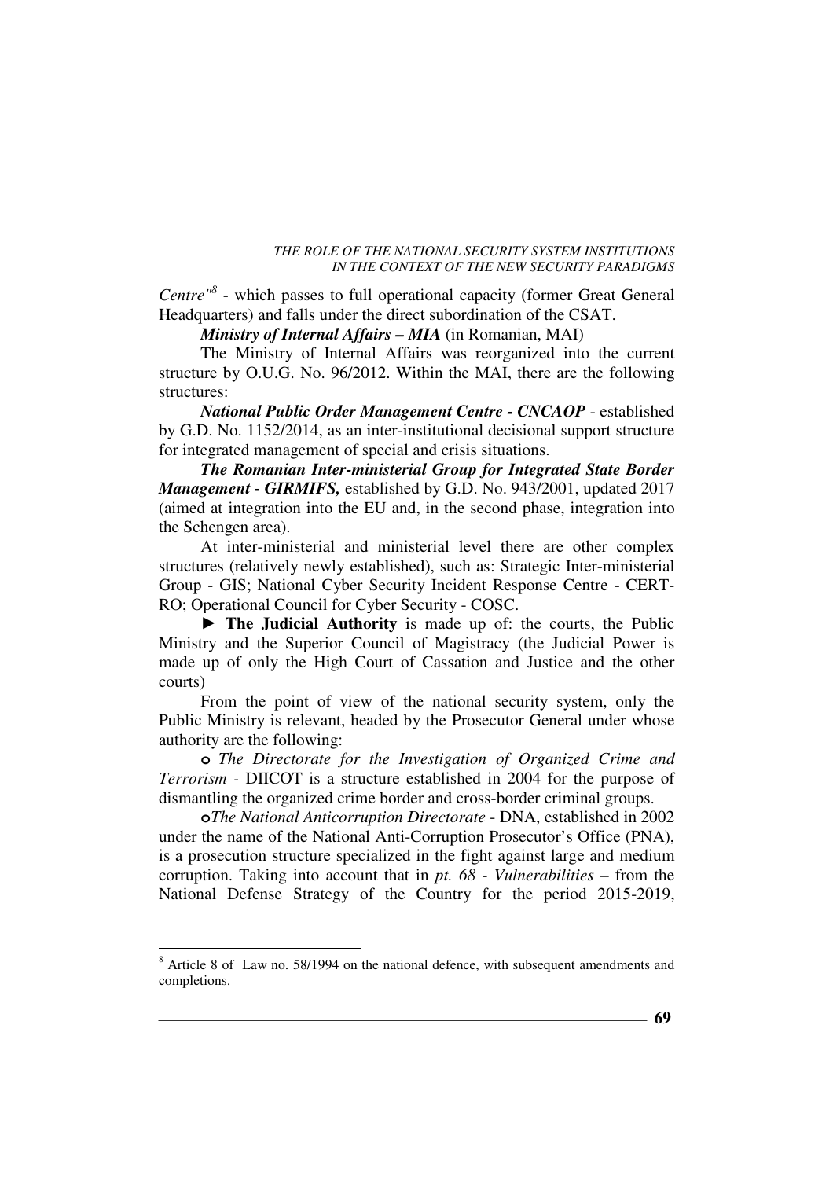*Centre"*[8] - which passes to full operational capacity (former Great General Headquarters) and falls under the direct subordination of the CSAT.

***Ministry of Internal Affairs – MIA*** (in Romanian, MAI)

The Ministry of Internal Affairs was reorganized into the current structure by O.U.G. No. 96/2012. Within the MAI, there are the following structures:

***National Public Order Management Centre - CNCAOP*** - established by G.D. No. 1152/2014, as an inter-institutional decisional support structure for integrated management of special and crisis situations.

***The Romanian Inter-ministerial Group for Integrated State Border Management - GIRMIFS,*** established by G.D. No. 943/2001, updated 2017 (aimed at integration into the EU and, in the second phase, integration into the Schengen area).

At inter-ministerial and ministerial level there are other complex structures (relatively newly established), such as: Strategic Inter-ministerial Group - GIS; National Cyber Security Incident Response Centre - CERT-RO; Operational Council for Cyber Security - COSC.

► **The Judicial Authority** is made up of: the courts, the Public Ministry and the Superior Council of Magistracy (the Judicial Power is made up of only the High Court of Cassation and Justice and the other courts)

From the point of view of the national security system, only the Public Ministry is relevant, headed by the Prosecutor General under whose authority are the following:

- *The Directorate for the Investigation of Organized Crime and Terrorism* - DIICOT is a structure established in 2004 for the purpose of dismantling the organized crime border and cross-border criminal groups.
- *The National Anticorruption Directorate* - DNA, established in 2002 under the name of the National Anti-Corruption Prosecutor's Office (PNA), is a prosecution structure specialized in the fight against large and medium corruption. Taking into account that in *pt. 68 - Vulnerabilities* – from the National Defense Strategy of the Country for the period 2015-2019,

---

[8] Article 8 of Law no. 58/1994 on the national defence, with subsequent amendments and completions.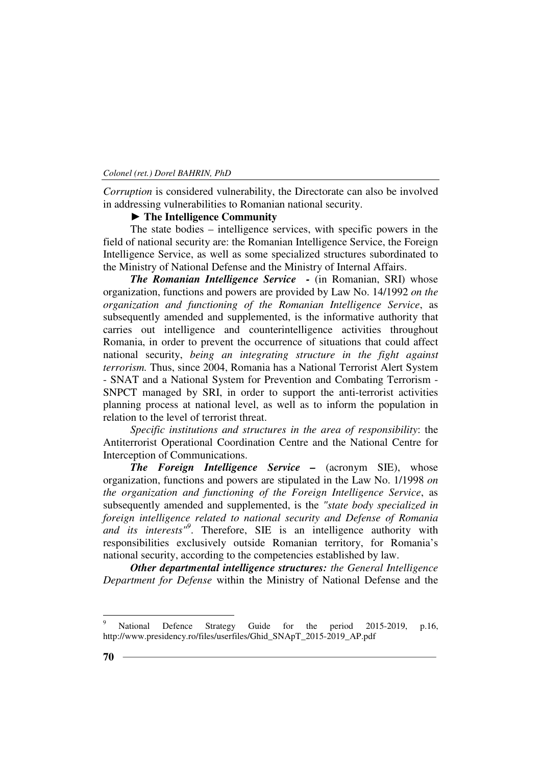*Corruption* is considered vulnerability, the Directorate can also be involved in addressing vulnerabilities to Romanian national security.

► **The Intelligence Community**

The state bodies – intelligence services, with specific powers in the field of national security are: the Romanian Intelligence Service, the Foreign Intelligence Service, as well as some specialized structures subordinated to the Ministry of National Defense and the Ministry of Internal Affairs.

***The Romanian Intelligence Service*** **-** (in Romanian, SRI) whose organization, functions and powers are provided by Law No. 14/1992 *on the organization and functioning of the Romanian Intelligence Service*, as subsequently amended and supplemented, is the informative authority that carries out intelligence and counterintelligence activities throughout Romania, in order to prevent the occurrence of situations that could affect national security, *being an integrating structure in the fight against terrorism.* Thus, since 2004, Romania has a National Terrorist Alert System - SNAT and a National System for Prevention and Combating Terrorism - SNPCT managed by SRI, in order to support the anti-terrorist activities planning process at national level, as well as to inform the population in relation to the level of terrorist threat.

*Specific institutions and structures in the area of responsibility*: the Antiterrorist Operational Coordination Centre and the National Centre for Interception of Communications.

***The Foreign Intelligence Service*** **–** (acronym SIE), whose organization, functions and powers are stipulated in the Law No. 1/1998 *on the organization and functioning of the Foreign Intelligence Service*, as subsequently amended and supplemented, is the *"state body specialized in foreign intelligence related to national security and Defense of Romania and its interests"*[9]. Therefore, SIE is an intelligence authority with responsibilities exclusively outside Romanian territory, for Romania's national security, according to the competencies established by law.

***Other departmental intelligence structures:*** *the General Intelligence Department for Defense* within the Ministry of National Defense and the

---

[9] National Defence Strategy Guide for the period 2015-2019, p.16, http://www.presidency.ro/files/userfiles/Ghid_SNApT_2015-2019_AP.pdf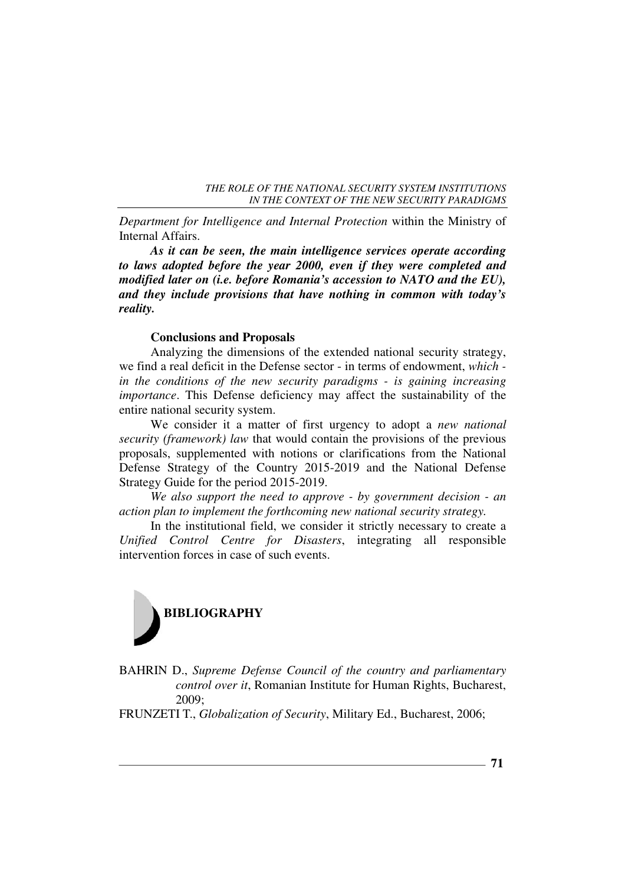*Department for Intelligence and Internal Protection* within the Ministry of Internal Affairs.

***As it can be seen, the main intelligence services operate according to laws adopted before the year 2000, even if they were completed and modified later on (i.e. before Romania's accession to NATO and the EU), and they include provisions that have nothing in common with today's reality.***

**Conclusions and Proposals**

Analyzing the dimensions of the extended national security strategy, we find a real deficit in the Defense sector - in terms of endowment, *which - in the conditions of the new security paradigms - is gaining increasing importance*. This Defense deficiency may affect the sustainability of the entire national security system.

We consider it a matter of first urgency to adopt a *new national security (framework) law* that would contain the provisions of the previous proposals, supplemented with notions or clarifications from the National Defense Strategy of the Country 2015-2019 and the National Defense Strategy Guide for the period 2015-2019.

*We also support the need to approve - by government decision - an action plan to implement the forthcoming new national security strategy.*

In the institutional field, we consider it strictly necessary to create a *Unified Control Centre for Disasters*, integrating all responsible intervention forces in case of such events.

## BIBLIOGRAPHY

BAHRIN D., *Supreme Defense Council of the country and parliamentary control over it*, Romanian Institute for Human Rights, Bucharest, 2009;

FRUNZETI T., *Globalization of Security*, Military Ed., Bucharest, 2006;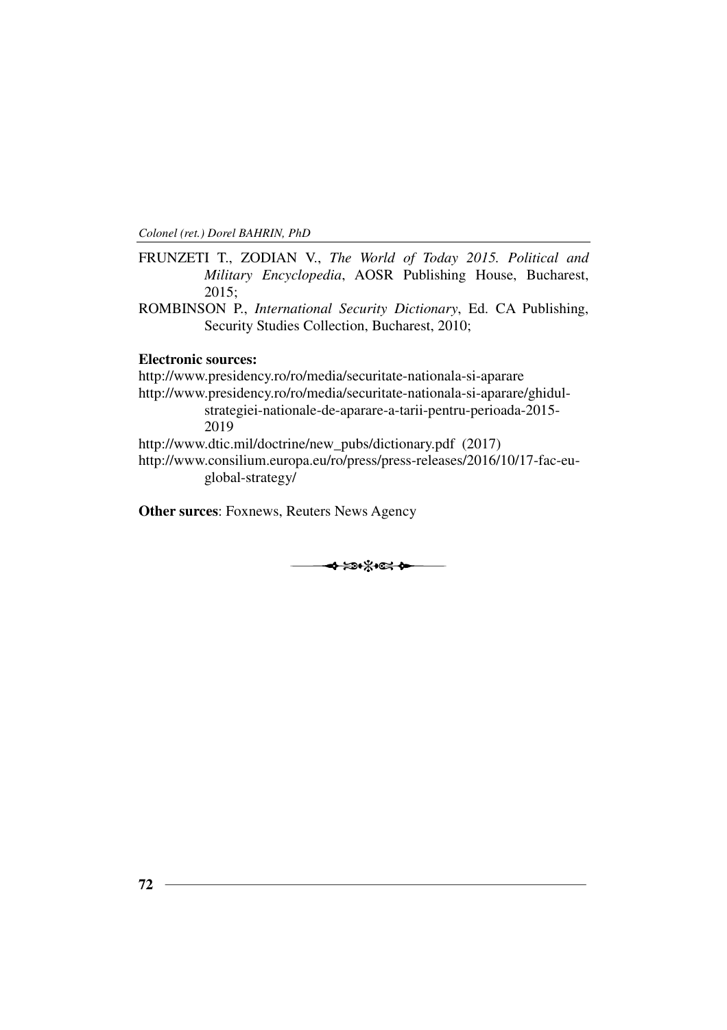FRUNZETI T., ZODIAN V., *The World of Today 2015. Political and Military Encyclopedia*, AOSR Publishing House, Bucharest, 2015;

ROMBINSON P., *International Security Dictionary*, Ed. CA Publishing, Security Studies Collection, Bucharest, 2010;

**Electronic sources:**

http://www.presidency.ro/ro/media/securitate-nationala-si-aparare

http://www.presidency.ro/ro/media/securitate-nationala-si-aparare/ghidul-strategiei-nationale-de-aparare-a-tarii-pentru-perioada-2015-2019

http://www.dtic.mil/doctrine/new_pubs/dictionary.pdf (2017)

http://www.consilium.europa.eu/ro/press/press-releases/2016/10/17-fac-eu-global-strategy/

**Other surces**: Foxnews, Reuters News Agency